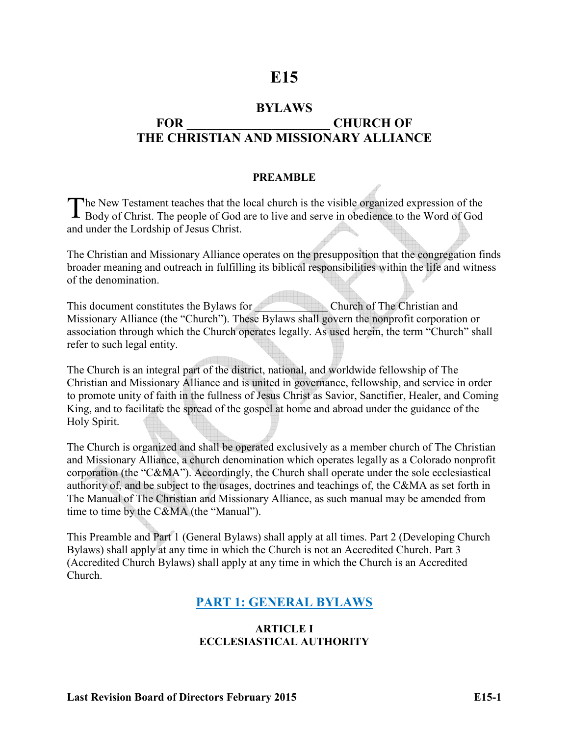# E15

## BYLAWS
## FOR ______________________ CHURCH OF THE CHRISTIAN AND MISSIONARY ALLIANCE

### PREAMBLE

The New Testament teaches that the local church is the visible organized expression of the Body of Christ. The people of God are to live and serve in obedience to the Word of God and under the Lordship of Jesus Christ.

The Christian and Missionary Alliance operates on the presupposition that the congregation finds broader meaning and outreach in fulfilling its biblical responsibilities within the life and witness of the denomination.

This document constitutes the Bylaws for ____________ Church of The Christian and Missionary Alliance (the "Church"). These Bylaws shall govern the nonprofit corporation or association through which the Church operates legally. As used herein, the term "Church" shall refer to such legal entity.

The Church is an integral part of the district, national, and worldwide fellowship of The Christian and Missionary Alliance and is united in governance, fellowship, and service in order to promote unity of faith in the fullness of Jesus Christ as Savior, Sanctifier, Healer, and Coming King, and to facilitate the spread of the gospel at home and abroad under the guidance of the Holy Spirit.

The Church is organized and shall be operated exclusively as a member church of The Christian and Missionary Alliance, a church denomination which operates legally as a Colorado nonprofit corporation (the "C&MA"). Accordingly, the Church shall operate under the sole ecclesiastical authority of, and be subject to the usages, doctrines and teachings of, the C&MA as set forth in The Manual of The Christian and Missionary Alliance, as such manual may be amended from time to time by the C&MA (the "Manual").

This Preamble and Part 1 (General Bylaws) shall apply at all times. Part 2 (Developing Church Bylaws) shall apply at any time in which the Church is not an Accredited Church. Part 3 (Accredited Church Bylaws) shall apply at any time in which the Church is an Accredited Church.

## PART 1: GENERAL BYLAWS

### ARTICLE I
### ECCLESIASTICAL AUTHORITY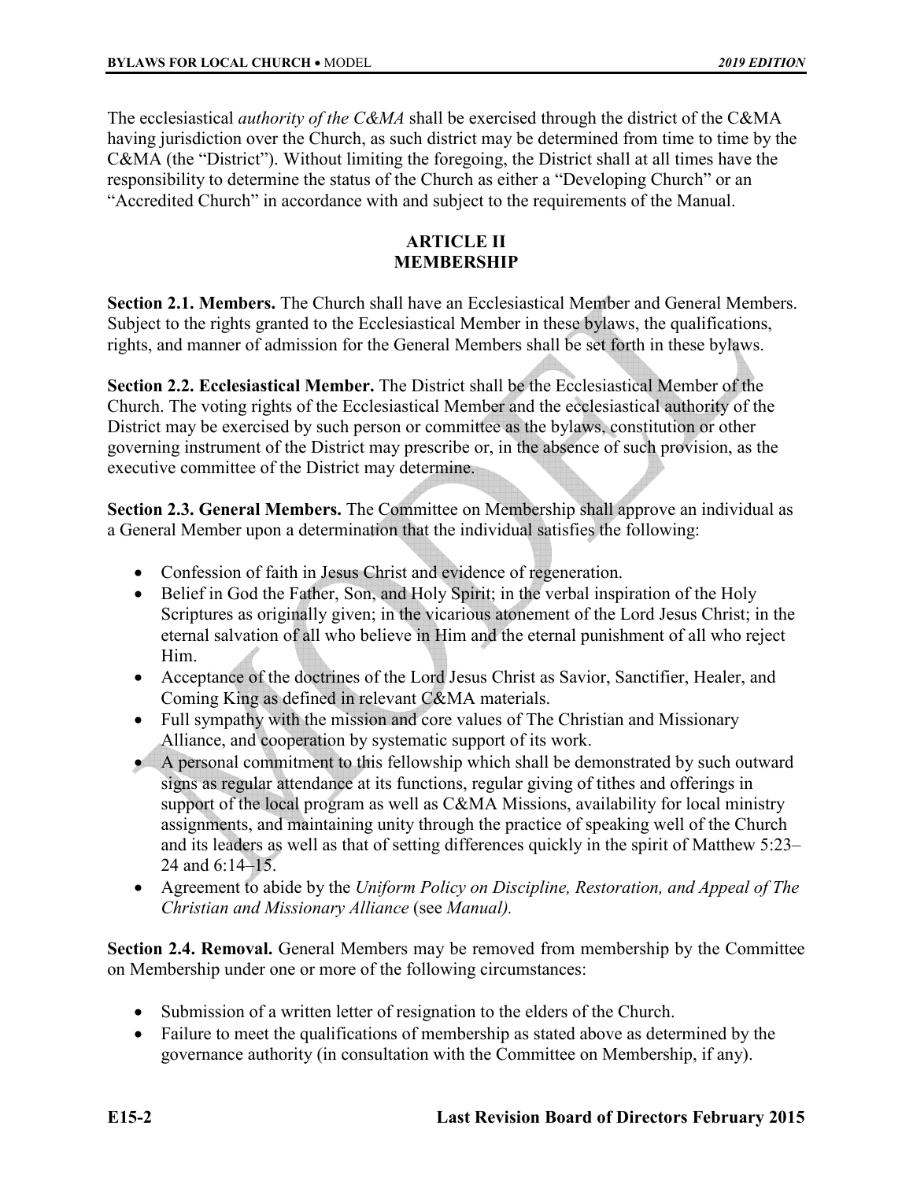The ecclesiastical *authority of the C&MA* shall be exercised through the district of the C&MA having jurisdiction over the Church, as such district may be determined from time to time by the C&MA (the "District"). Without limiting the foregoing, the District shall at all times have the responsibility to determine the status of the Church as either a "Developing Church" or an "Accredited Church" in accordance with and subject to the requirements of the Manual.

## ARTICLE II
## MEMBERSHIP

**Section 2.1. Members.** The Church shall have an Ecclesiastical Member and General Members. Subject to the rights granted to the Ecclesiastical Member in these bylaws, the qualifications, rights, and manner of admission for the General Members shall be set forth in these bylaws.

**Section 2.2. Ecclesiastical Member.** The District shall be the Ecclesiastical Member of the Church. The voting rights of the Ecclesiastical Member and the ecclesiastical authority of the District may be exercised by such person or committee as the bylaws, constitution or other governing instrument of the District may prescribe or, in the absence of such provision, as the executive committee of the District may determine.

**Section 2.3. General Members.** The Committee on Membership shall approve an individual as a General Member upon a determination that the individual satisfies the following:

- Confession of faith in Jesus Christ and evidence of regeneration.
- Belief in God the Father, Son, and Holy Spirit; in the verbal inspiration of the Holy Scriptures as originally given; in the vicarious atonement of the Lord Jesus Christ; in the eternal salvation of all who believe in Him and the eternal punishment of all who reject Him.
- Acceptance of the doctrines of the Lord Jesus Christ as Savior, Sanctifier, Healer, and Coming King as defined in relevant C&MA materials.
- Full sympathy with the mission and core values of The Christian and Missionary Alliance, and cooperation by systematic support of its work.
- A personal commitment to this fellowship which shall be demonstrated by such outward signs as regular attendance at its functions, regular giving of tithes and offerings in support of the local program as well as C&MA Missions, availability for local ministry assignments, and maintaining unity through the practice of speaking well of the Church and its leaders as well as that of setting differences quickly in the spirit of Matthew 5:23–24 and 6:14–15.
- Agreement to abide by the *Uniform Policy on Discipline, Restoration, and Appeal of The Christian and Missionary Alliance* (see *Manual).*

**Section 2.4. Removal.** General Members may be removed from membership by the Committee on Membership under one or more of the following circumstances:

- Submission of a written letter of resignation to the elders of the Church.
- Failure to meet the qualifications of membership as stated above as determined by the governance authority (in consultation with the Committee on Membership, if any).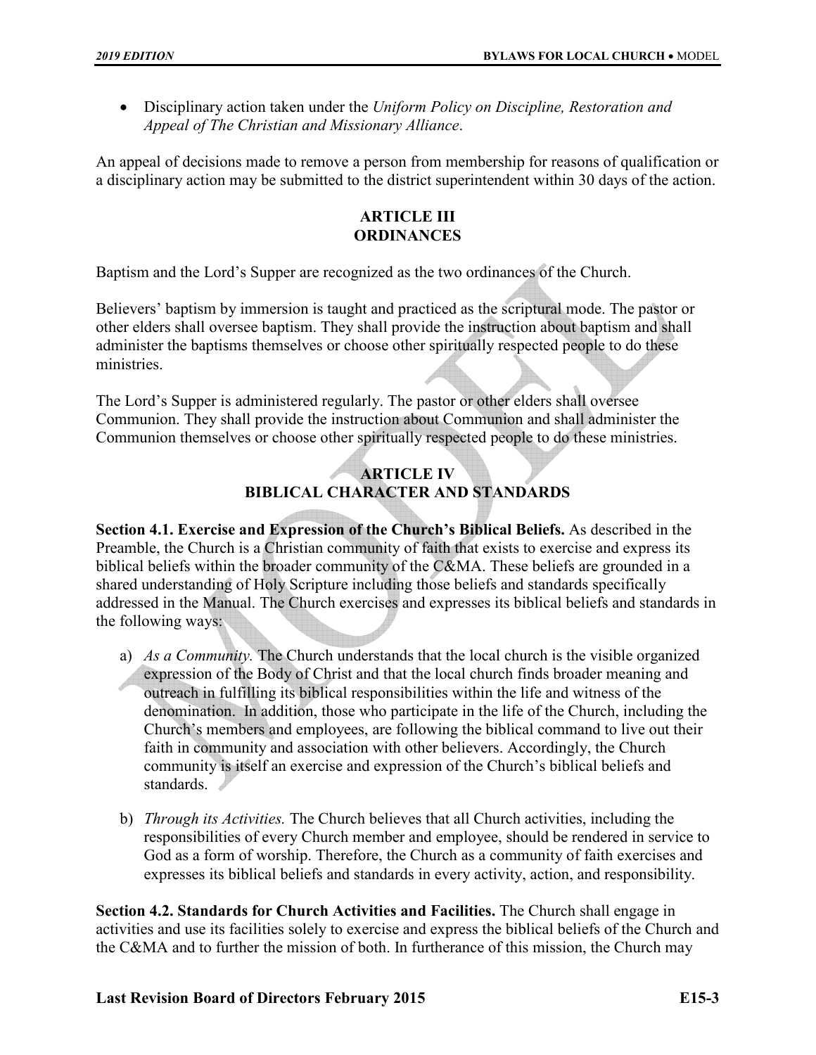- Disciplinary action taken under the *Uniform Policy on Discipline, Restoration and Appeal of The Christian and Missionary Alliance*.

An appeal of decisions made to remove a person from membership for reasons of qualification or a disciplinary action may be submitted to the district superintendent within 30 days of the action.

## ARTICLE III
## ORDINANCES

Baptism and the Lord's Supper are recognized as the two ordinances of the Church.

Believers' baptism by immersion is taught and practiced as the scriptural mode. The pastor or other elders shall oversee baptism. They shall provide the instruction about baptism and shall administer the baptisms themselves or choose other spiritually respected people to do these ministries.

The Lord's Supper is administered regularly. The pastor or other elders shall oversee Communion. They shall provide the instruction about Communion and shall administer the Communion themselves or choose other spiritually respected people to do these ministries.

## ARTICLE IV
## BIBLICAL CHARACTER AND STANDARDS

**Section 4.1. Exercise and Expression of the Church's Biblical Beliefs.** As described in the Preamble, the Church is a Christian community of faith that exists to exercise and express its biblical beliefs within the broader community of the C&MA. These beliefs are grounded in a shared understanding of Holy Scripture including those beliefs and standards specifically addressed in the Manual. The Church exercises and expresses its biblical beliefs and standards in the following ways:

a) *As a Community.* The Church understands that the local church is the visible organized expression of the Body of Christ and that the local church finds broader meaning and outreach in fulfilling its biblical responsibilities within the life and witness of the denomination. In addition, those who participate in the life of the Church, including the Church's members and employees, are following the biblical command to live out their faith in community and association with other believers. Accordingly, the Church community is itself an exercise and expression of the Church's biblical beliefs and standards.

b) *Through its Activities.* The Church believes that all Church activities, including the responsibilities of every Church member and employee, should be rendered in service to God as a form of worship. Therefore, the Church as a community of faith exercises and expresses its biblical beliefs and standards in every activity, action, and responsibility.

**Section 4.2. Standards for Church Activities and Facilities.** The Church shall engage in activities and use its facilities solely to exercise and express the biblical beliefs of the Church and the C&MA and to further the mission of both. In furtherance of this mission, the Church may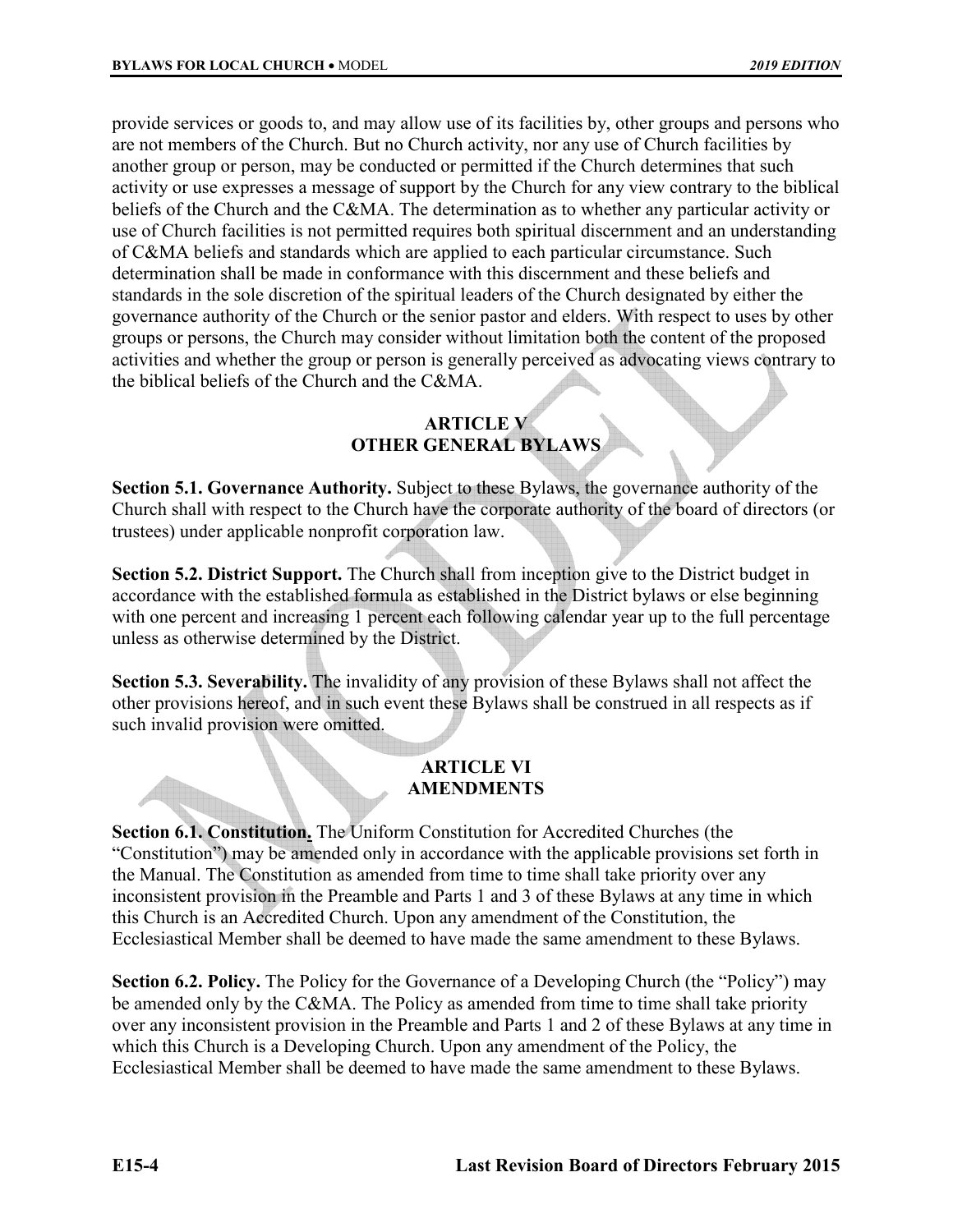provide services or goods to, and may allow use of its facilities by, other groups and persons who are not members of the Church. But no Church activity, nor any use of Church facilities by another group or person, may be conducted or permitted if the Church determines that such activity or use expresses a message of support by the Church for any view contrary to the biblical beliefs of the Church and the C&MA. The determination as to whether any particular activity or use of Church facilities is not permitted requires both spiritual discernment and an understanding of C&MA beliefs and standards which are applied to each particular circumstance. Such determination shall be made in conformance with this discernment and these beliefs and standards in the sole discretion of the spiritual leaders of the Church designated by either the governance authority of the Church or the senior pastor and elders. With respect to uses by other groups or persons, the Church may consider without limitation both the content of the proposed activities and whether the group or person is generally perceived as advocating views contrary to the biblical beliefs of the Church and the C&MA.

## ARTICLE V
## OTHER GENERAL BYLAWS

**Section 5.1. Governance Authority.** Subject to these Bylaws, the governance authority of the Church shall with respect to the Church have the corporate authority of the board of directors (or trustees) under applicable nonprofit corporation law.

**Section 5.2. District Support.** The Church shall from inception give to the District budget in accordance with the established formula as established in the District bylaws or else beginning with one percent and increasing 1 percent each following calendar year up to the full percentage unless as otherwise determined by the District.

**Section 5.3. Severability.** The invalidity of any provision of these Bylaws shall not affect the other provisions hereof, and in such event these Bylaws shall be construed in all respects as if such invalid provision were omitted.

## ARTICLE VI
## AMENDMENTS

**Section 6.1. Constitution.** The Uniform Constitution for Accredited Churches (the "Constitution") may be amended only in accordance with the applicable provisions set forth in the Manual. The Constitution as amended from time to time shall take priority over any inconsistent provision in the Preamble and Parts 1 and 3 of these Bylaws at any time in which this Church is an Accredited Church. Upon any amendment of the Constitution, the Ecclesiastical Member shall be deemed to have made the same amendment to these Bylaws.

**Section 6.2. Policy.** The Policy for the Governance of a Developing Church (the "Policy") may be amended only by the C&MA. The Policy as amended from time to time shall take priority over any inconsistent provision in the Preamble and Parts 1 and 2 of these Bylaws at any time in which this Church is a Developing Church. Upon any amendment of the Policy, the Ecclesiastical Member shall be deemed to have made the same amendment to these Bylaws.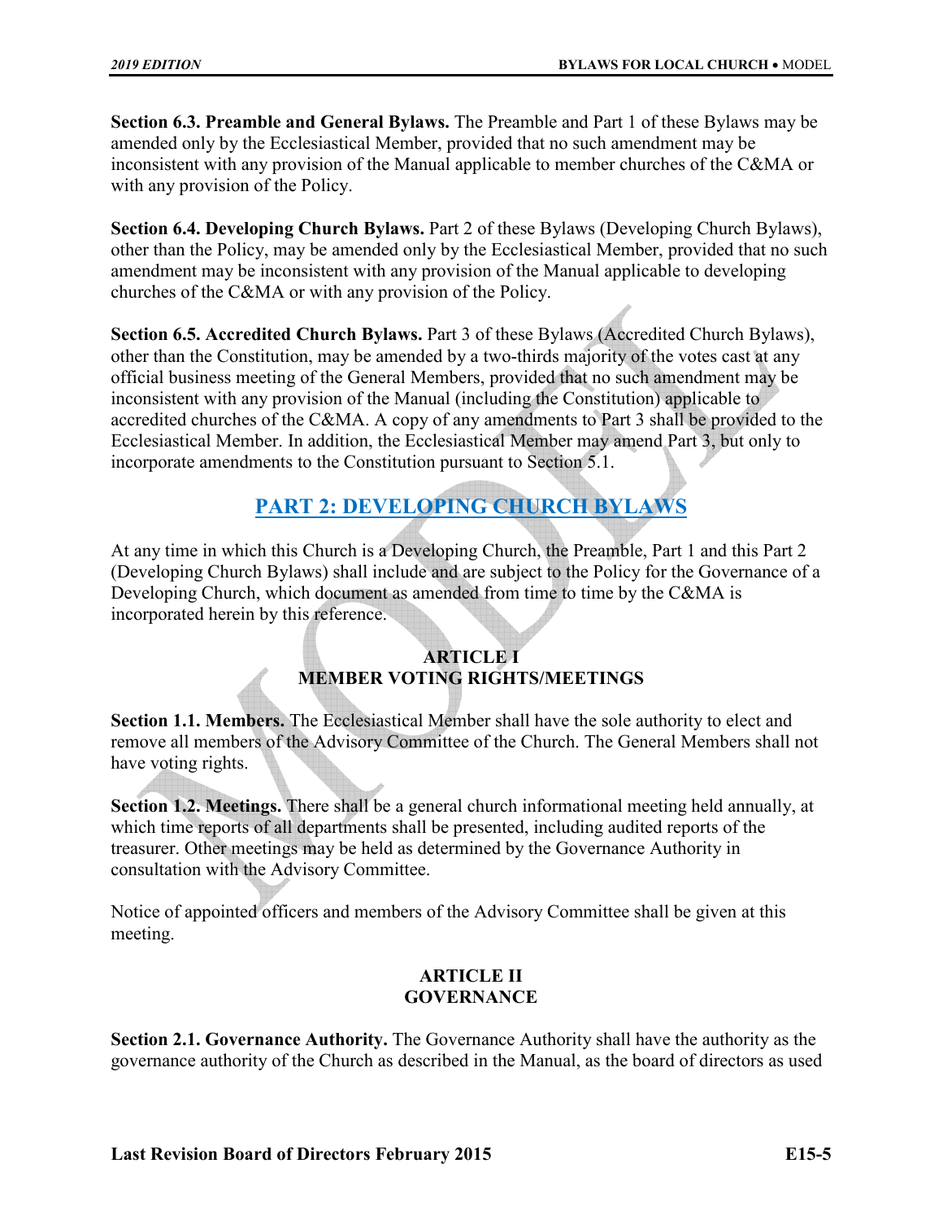**Section 6.3. Preamble and General Bylaws.** The Preamble and Part 1 of these Bylaws may be amended only by the Ecclesiastical Member, provided that no such amendment may be inconsistent with any provision of the Manual applicable to member churches of the C&MA or with any provision of the Policy.

**Section 6.4. Developing Church Bylaws.** Part 2 of these Bylaws (Developing Church Bylaws), other than the Policy, may be amended only by the Ecclesiastical Member, provided that no such amendment may be inconsistent with any provision of the Manual applicable to developing churches of the C&MA or with any provision of the Policy.

**Section 6.5. Accredited Church Bylaws.** Part 3 of these Bylaws (Accredited Church Bylaws), other than the Constitution, may be amended by a two-thirds majority of the votes cast at any official business meeting of the General Members, provided that no such amendment may be inconsistent with any provision of the Manual (including the Constitution) applicable to accredited churches of the C&MA. A copy of any amendments to Part 3 shall be provided to the Ecclesiastical Member. In addition, the Ecclesiastical Member may amend Part 3, but only to incorporate amendments to the Constitution pursuant to Section 5.1.

## PART 2: DEVELOPING CHURCH BYLAWS

At any time in which this Church is a Developing Church, the Preamble, Part 1 and this Part 2 (Developing Church Bylaws) shall include and are subject to the Policy for the Governance of a Developing Church, which document as amended from time to time by the C&MA is incorporated herein by this reference.

### ARTICLE I
### MEMBER VOTING RIGHTS/MEETINGS

**Section 1.1. Members.** The Ecclesiastical Member shall have the sole authority to elect and remove all members of the Advisory Committee of the Church. The General Members shall not have voting rights.

**Section 1.2. Meetings.** There shall be a general church informational meeting held annually, at which time reports of all departments shall be presented, including audited reports of the treasurer. Other meetings may be held as determined by the Governance Authority in consultation with the Advisory Committee.

Notice of appointed officers and members of the Advisory Committee shall be given at this meeting.

### ARTICLE II
### GOVERNANCE

**Section 2.1. Governance Authority.** The Governance Authority shall have the authority as the governance authority of the Church as described in the Manual, as the board of directors as used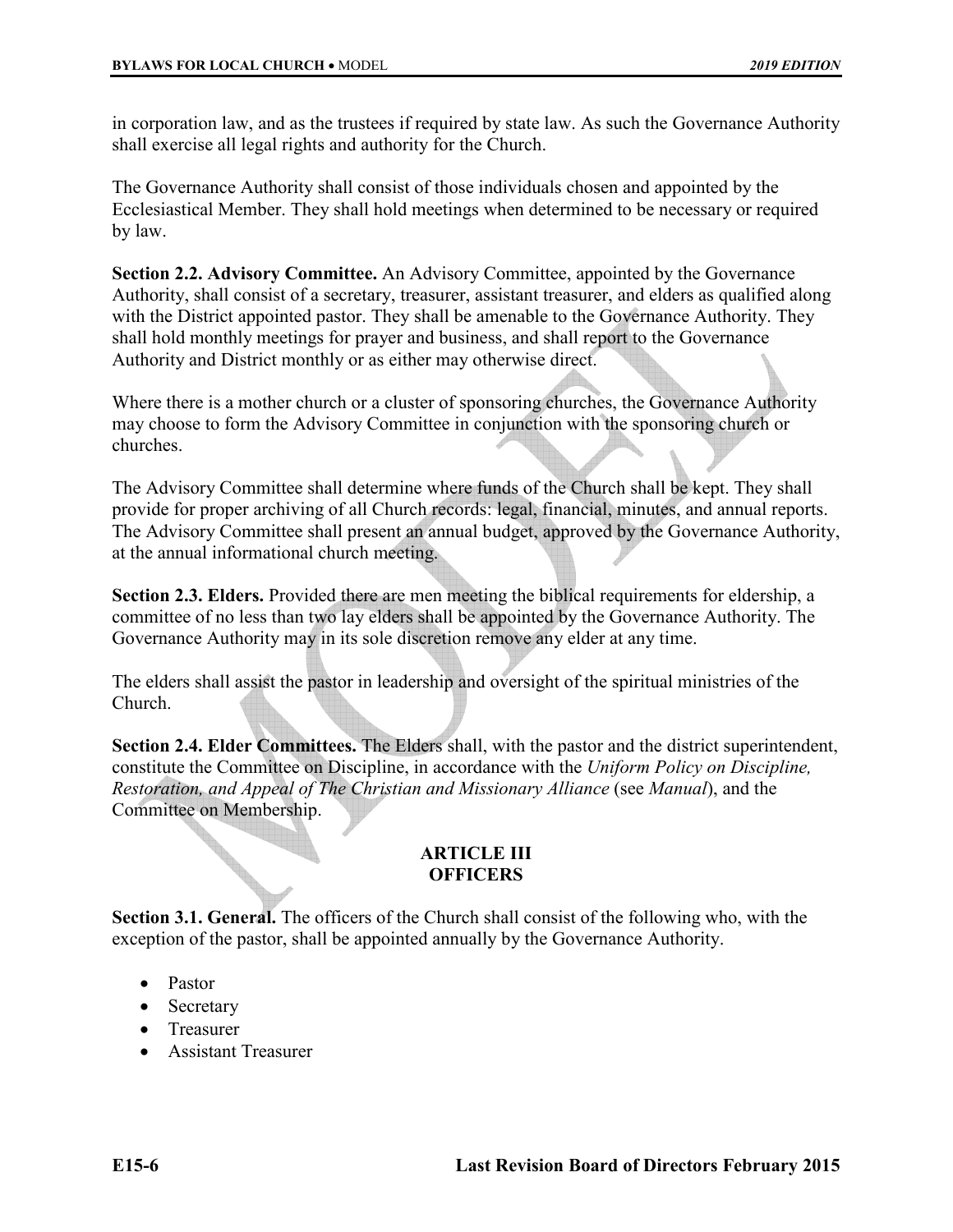in corporation law, and as the trustees if required by state law. As such the Governance Authority shall exercise all legal rights and authority for the Church.

The Governance Authority shall consist of those individuals chosen and appointed by the Ecclesiastical Member. They shall hold meetings when determined to be necessary or required by law.

**Section 2.2. Advisory Committee.** An Advisory Committee, appointed by the Governance Authority, shall consist of a secretary, treasurer, assistant treasurer, and elders as qualified along with the District appointed pastor. They shall be amenable to the Governance Authority. They shall hold monthly meetings for prayer and business, and shall report to the Governance Authority and District monthly or as either may otherwise direct.

Where there is a mother church or a cluster of sponsoring churches, the Governance Authority may choose to form the Advisory Committee in conjunction with the sponsoring church or churches.

The Advisory Committee shall determine where funds of the Church shall be kept. They shall provide for proper archiving of all Church records: legal, financial, minutes, and annual reports. The Advisory Committee shall present an annual budget, approved by the Governance Authority, at the annual informational church meeting.

**Section 2.3. Elders.** Provided there are men meeting the biblical requirements for eldership, a committee of no less than two lay elders shall be appointed by the Governance Authority. The Governance Authority may in its sole discretion remove any elder at any time.

The elders shall assist the pastor in leadership and oversight of the spiritual ministries of the Church.

**Section 2.4. Elder Committees.** The Elders shall, with the pastor and the district superintendent, constitute the Committee on Discipline, in accordance with the *Uniform Policy on Discipline, Restoration, and Appeal of The Christian and Missionary Alliance* (see *Manual*), and the Committee on Membership.

## ARTICLE III
## OFFICERS

**Section 3.1. General.** The officers of the Church shall consist of the following who, with the exception of the pastor, shall be appointed annually by the Governance Authority.

- Pastor
- Secretary
- Treasurer
- Assistant Treasurer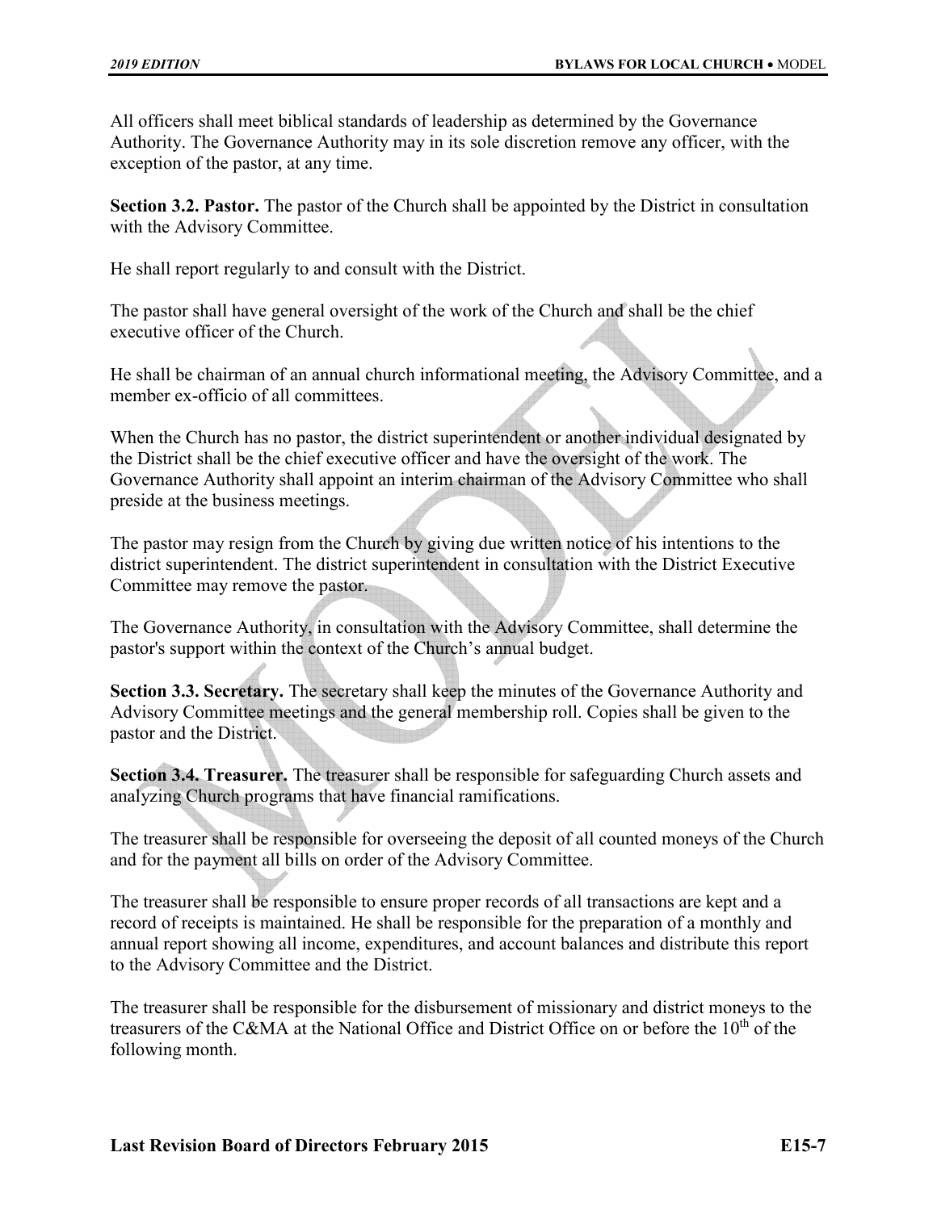All officers shall meet biblical standards of leadership as determined by the Governance Authority. The Governance Authority may in its sole discretion remove any officer, with the exception of the pastor, at any time.

**Section 3.2. Pastor.** The pastor of the Church shall be appointed by the District in consultation with the Advisory Committee.

He shall report regularly to and consult with the District.

The pastor shall have general oversight of the work of the Church and shall be the chief executive officer of the Church.

He shall be chairman of an annual church informational meeting, the Advisory Committee, and a member ex-officio of all committees.

When the Church has no pastor, the district superintendent or another individual designated by the District shall be the chief executive officer and have the oversight of the work. The Governance Authority shall appoint an interim chairman of the Advisory Committee who shall preside at the business meetings.

The pastor may resign from the Church by giving due written notice of his intentions to the district superintendent. The district superintendent in consultation with the District Executive Committee may remove the pastor.

The Governance Authority, in consultation with the Advisory Committee, shall determine the pastor's support within the context of the Church's annual budget.

**Section 3.3. Secretary.** The secretary shall keep the minutes of the Governance Authority and Advisory Committee meetings and the general membership roll. Copies shall be given to the pastor and the District.

**Section 3.4. Treasurer.** The treasurer shall be responsible for safeguarding Church assets and analyzing Church programs that have financial ramifications.

The treasurer shall be responsible for overseeing the deposit of all counted moneys of the Church and for the payment all bills on order of the Advisory Committee.

The treasurer shall be responsible to ensure proper records of all transactions are kept and a record of receipts is maintained. He shall be responsible for the preparation of a monthly and annual report showing all income, expenditures, and account balances and distribute this report to the Advisory Committee and the District.

The treasurer shall be responsible for the disbursement of missionary and district moneys to the treasurers of the C&MA at the National Office and District Office on or before the 10th of the following month.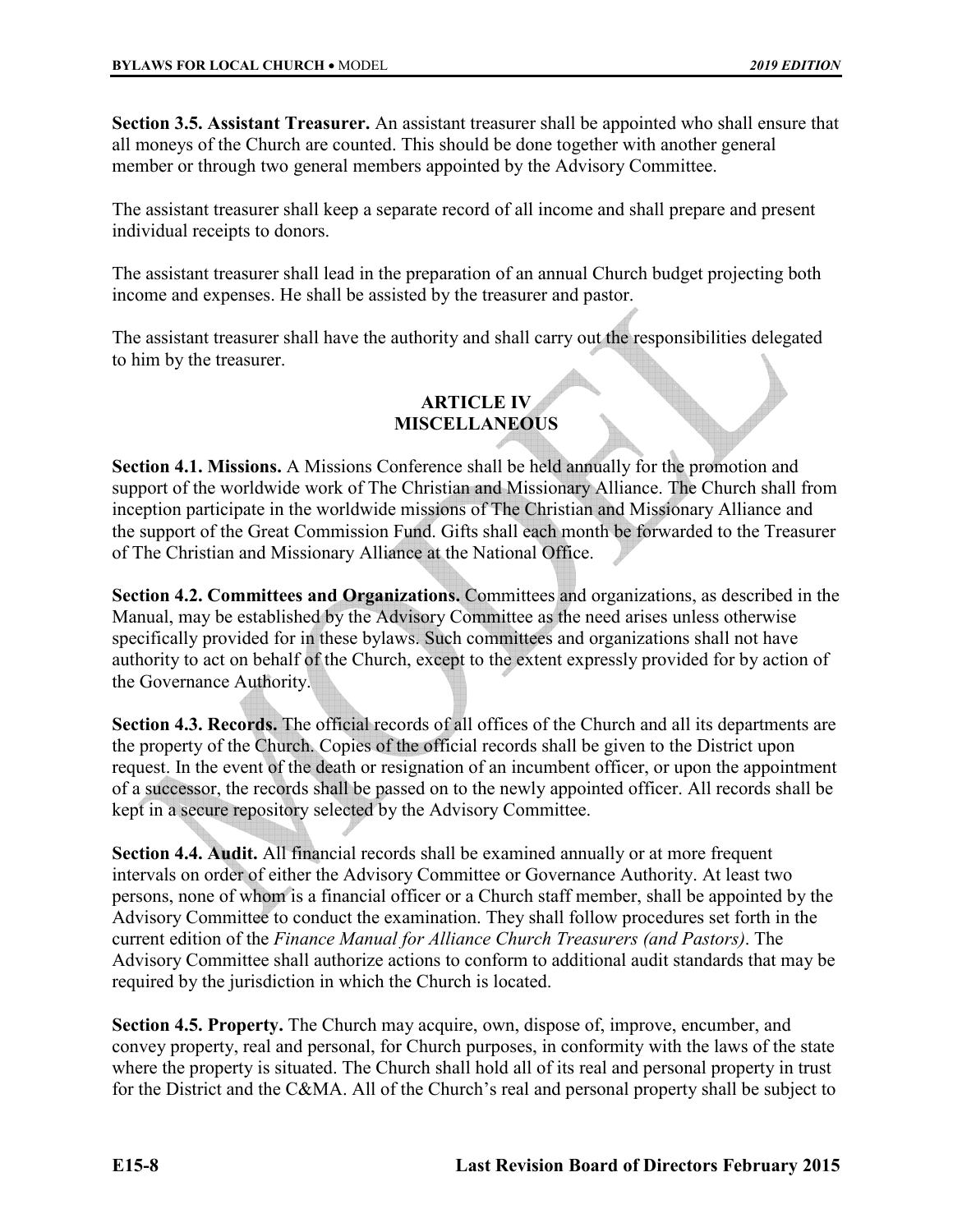**Section 3.5. Assistant Treasurer.** An assistant treasurer shall be appointed who shall ensure that all moneys of the Church are counted. This should be done together with another general member or through two general members appointed by the Advisory Committee.

The assistant treasurer shall keep a separate record of all income and shall prepare and present individual receipts to donors.

The assistant treasurer shall lead in the preparation of an annual Church budget projecting both income and expenses. He shall be assisted by the treasurer and pastor.

The assistant treasurer shall have the authority and shall carry out the responsibilities delegated to him by the treasurer.

## ARTICLE IV
## MISCELLANEOUS

**Section 4.1. Missions.** A Missions Conference shall be held annually for the promotion and support of the worldwide work of The Christian and Missionary Alliance. The Church shall from inception participate in the worldwide missions of The Christian and Missionary Alliance and the support of the Great Commission Fund. Gifts shall each month be forwarded to the Treasurer of The Christian and Missionary Alliance at the National Office.

**Section 4.2. Committees and Organizations.** Committees and organizations, as described in the Manual, may be established by the Advisory Committee as the need arises unless otherwise specifically provided for in these bylaws. Such committees and organizations shall not have authority to act on behalf of the Church, except to the extent expressly provided for by action of the Governance Authority.

**Section 4.3. Records.** The official records of all offices of the Church and all its departments are the property of the Church. Copies of the official records shall be given to the District upon request. In the event of the death or resignation of an incumbent officer, or upon the appointment of a successor, the records shall be passed on to the newly appointed officer. All records shall be kept in a secure repository selected by the Advisory Committee.

**Section 4.4. Audit.** All financial records shall be examined annually or at more frequent intervals on order of either the Advisory Committee or Governance Authority. At least two persons, none of whom is a financial officer or a Church staff member, shall be appointed by the Advisory Committee to conduct the examination. They shall follow procedures set forth in the current edition of the *Finance Manual for Alliance Church Treasurers (and Pastors)*. The Advisory Committee shall authorize actions to conform to additional audit standards that may be required by the jurisdiction in which the Church is located.

**Section 4.5. Property.** The Church may acquire, own, dispose of, improve, encumber, and convey property, real and personal, for Church purposes, in conformity with the laws of the state where the property is situated. The Church shall hold all of its real and personal property in trust for the District and the C&MA. All of the Church's real and personal property shall be subject to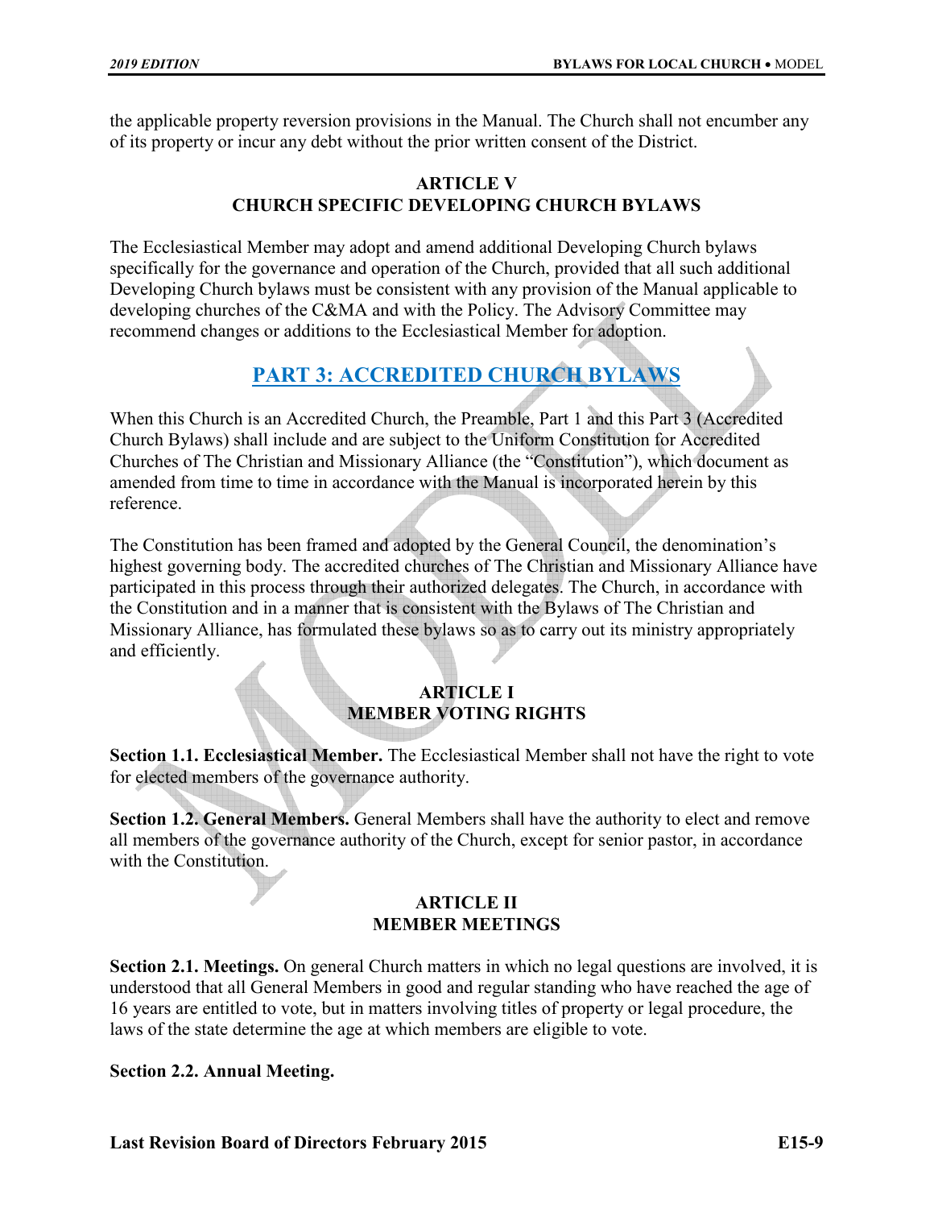the applicable property reversion provisions in the Manual. The Church shall not encumber any of its property or incur any debt without the prior written consent of the District.

### ARTICLE V
### CHURCH SPECIFIC DEVELOPING CHURCH BYLAWS

The Ecclesiastical Member may adopt and amend additional Developing Church bylaws specifically for the governance and operation of the Church, provided that all such additional Developing Church bylaws must be consistent with any provision of the Manual applicable to developing churches of the C&MA and with the Policy. The Advisory Committee may recommend changes or additions to the Ecclesiastical Member for adoption.

## PART 3: ACCREDITED CHURCH BYLAWS

When this Church is an Accredited Church, the Preamble, Part 1 and this Part 3 (Accredited Church Bylaws) shall include and are subject to the Uniform Constitution for Accredited Churches of The Christian and Missionary Alliance (the "Constitution"), which document as amended from time to time in accordance with the Manual is incorporated herein by this reference.

The Constitution has been framed and adopted by the General Council, the denomination's highest governing body. The accredited churches of The Christian and Missionary Alliance have participated in this process through their authorized delegates. The Church, in accordance with the Constitution and in a manner that is consistent with the Bylaws of The Christian and Missionary Alliance, has formulated these bylaws so as to carry out its ministry appropriately and efficiently.

### ARTICLE I
### MEMBER VOTING RIGHTS

**Section 1.1. Ecclesiastical Member.** The Ecclesiastical Member shall not have the right to vote for elected members of the governance authority.

**Section 1.2. General Members.** General Members shall have the authority to elect and remove all members of the governance authority of the Church, except for senior pastor, in accordance with the Constitution.

### ARTICLE II
### MEMBER MEETINGS

**Section 2.1. Meetings.** On general Church matters in which no legal questions are involved, it is understood that all General Members in good and regular standing who have reached the age of 16 years are entitled to vote, but in matters involving titles of property or legal procedure, the laws of the state determine the age at which members are eligible to vote.

**Section 2.2. Annual Meeting.**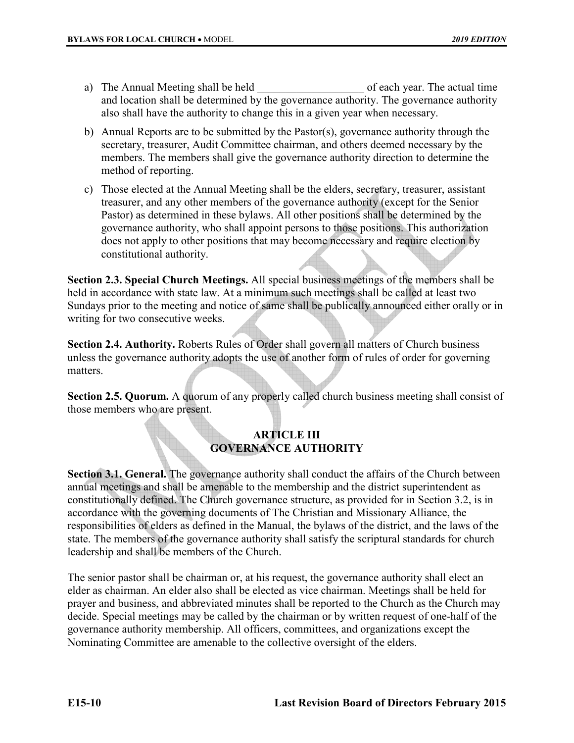a) The Annual Meeting shall be held ___________________ of each year. The actual time and location shall be determined by the governance authority. The governance authority also shall have the authority to change this in a given year when necessary.

b) Annual Reports are to be submitted by the Pastor(s), governance authority through the secretary, treasurer, Audit Committee chairman, and others deemed necessary by the members. The members shall give the governance authority direction to determine the method of reporting.

c) Those elected at the Annual Meeting shall be the elders, secretary, treasurer, assistant treasurer, and any other members of the governance authority (except for the Senior Pastor) as determined in these bylaws. All other positions shall be determined by the governance authority, who shall appoint persons to those positions. This authorization does not apply to other positions that may become necessary and require election by constitutional authority.

**Section 2.3. Special Church Meetings.** All special business meetings of the members shall be held in accordance with state law. At a minimum such meetings shall be called at least two Sundays prior to the meeting and notice of same shall be publically announced either orally or in writing for two consecutive weeks.

**Section 2.4. Authority.** Roberts Rules of Order shall govern all matters of Church business unless the governance authority adopts the use of another form of rules of order for governing matters.

**Section 2.5. Quorum.** A quorum of any properly called church business meeting shall consist of those members who are present.

## ARTICLE III
## GOVERNANCE AUTHORITY

**Section 3.1. General.** The governance authority shall conduct the affairs of the Church between annual meetings and shall be amenable to the membership and the district superintendent as constitutionally defined. The Church governance structure, as provided for in Section 3.2, is in accordance with the governing documents of The Christian and Missionary Alliance, the responsibilities of elders as defined in the Manual, the bylaws of the district, and the laws of the state. The members of the governance authority shall satisfy the scriptural standards for church leadership and shall be members of the Church.

The senior pastor shall be chairman or, at his request, the governance authority shall elect an elder as chairman. An elder also shall be elected as vice chairman. Meetings shall be held for prayer and business, and abbreviated minutes shall be reported to the Church as the Church may decide. Special meetings may be called by the chairman or by written request of one-half of the governance authority membership. All officers, committees, and organizations except the Nominating Committee are amenable to the collective oversight of the elders.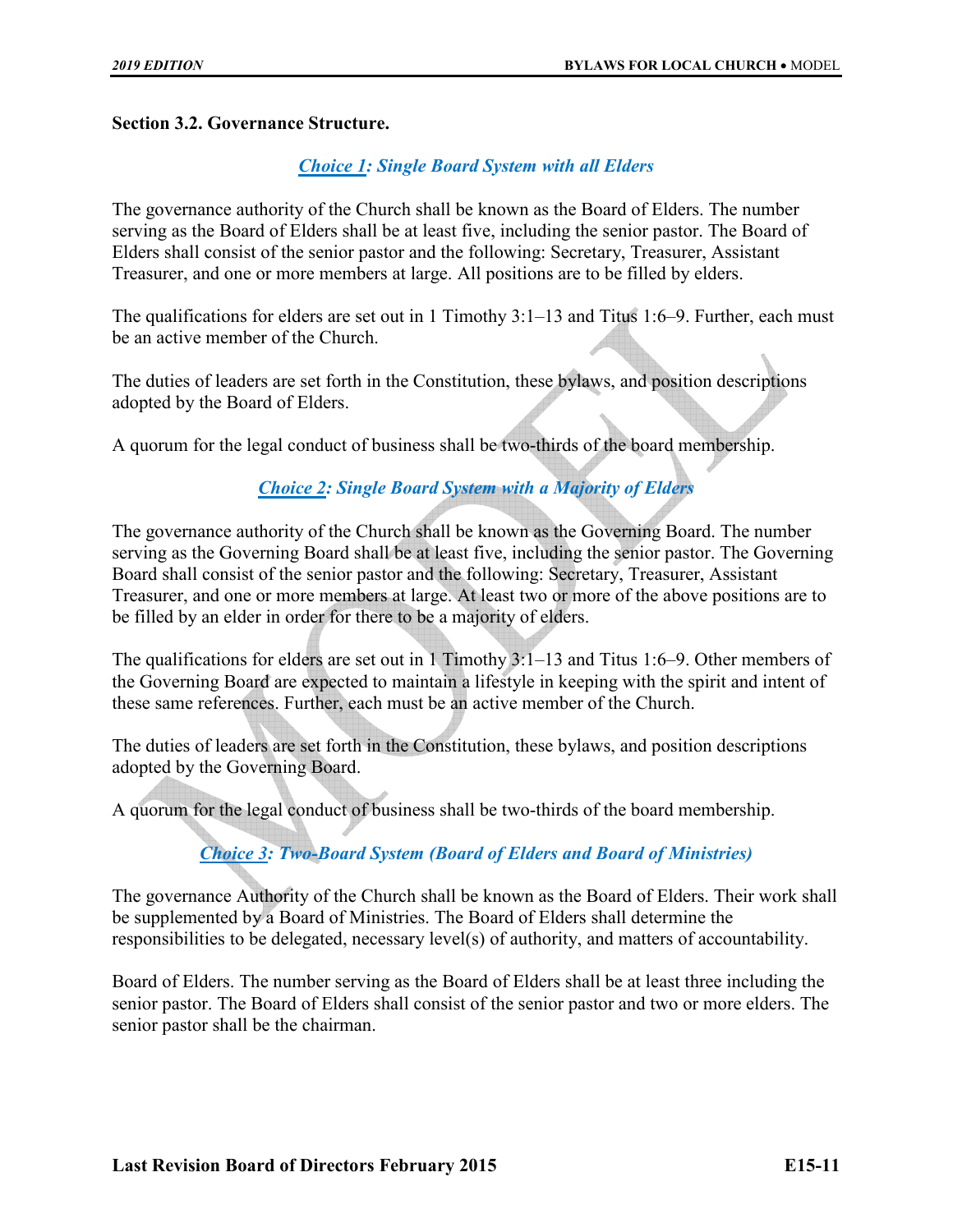**Section 3.2. Governance Structure.**

***Choice 1: Single Board System with all Elders***

The governance authority of the Church shall be known as the Board of Elders. The number serving as the Board of Elders shall be at least five, including the senior pastor. The Board of Elders shall consist of the senior pastor and the following: Secretary, Treasurer, Assistant Treasurer, and one or more members at large. All positions are to be filled by elders.

The qualifications for elders are set out in 1 Timothy 3:1–13 and Titus 1:6–9. Further, each must be an active member of the Church.

The duties of leaders are set forth in the Constitution, these bylaws, and position descriptions adopted by the Board of Elders.

A quorum for the legal conduct of business shall be two-thirds of the board membership.

***Choice 2: Single Board System with a Majority of Elders***

The governance authority of the Church shall be known as the Governing Board. The number serving as the Governing Board shall be at least five, including the senior pastor. The Governing Board shall consist of the senior pastor and the following: Secretary, Treasurer, Assistant Treasurer, and one or more members at large. At least two or more of the above positions are to be filled by an elder in order for there to be a majority of elders.

The qualifications for elders are set out in 1 Timothy 3:1–13 and Titus 1:6–9. Other members of the Governing Board are expected to maintain a lifestyle in keeping with the spirit and intent of these same references. Further, each must be an active member of the Church.

The duties of leaders are set forth in the Constitution, these bylaws, and position descriptions adopted by the Governing Board.

A quorum for the legal conduct of business shall be two-thirds of the board membership.

***Choice 3: Two-Board System (Board of Elders and Board of Ministries)***

The governance Authority of the Church shall be known as the Board of Elders. Their work shall be supplemented by a Board of Ministries. The Board of Elders shall determine the responsibilities to be delegated, necessary level(s) of authority, and matters of accountability.

Board of Elders. The number serving as the Board of Elders shall be at least three including the senior pastor. The Board of Elders shall consist of the senior pastor and two or more elders. The senior pastor shall be the chairman.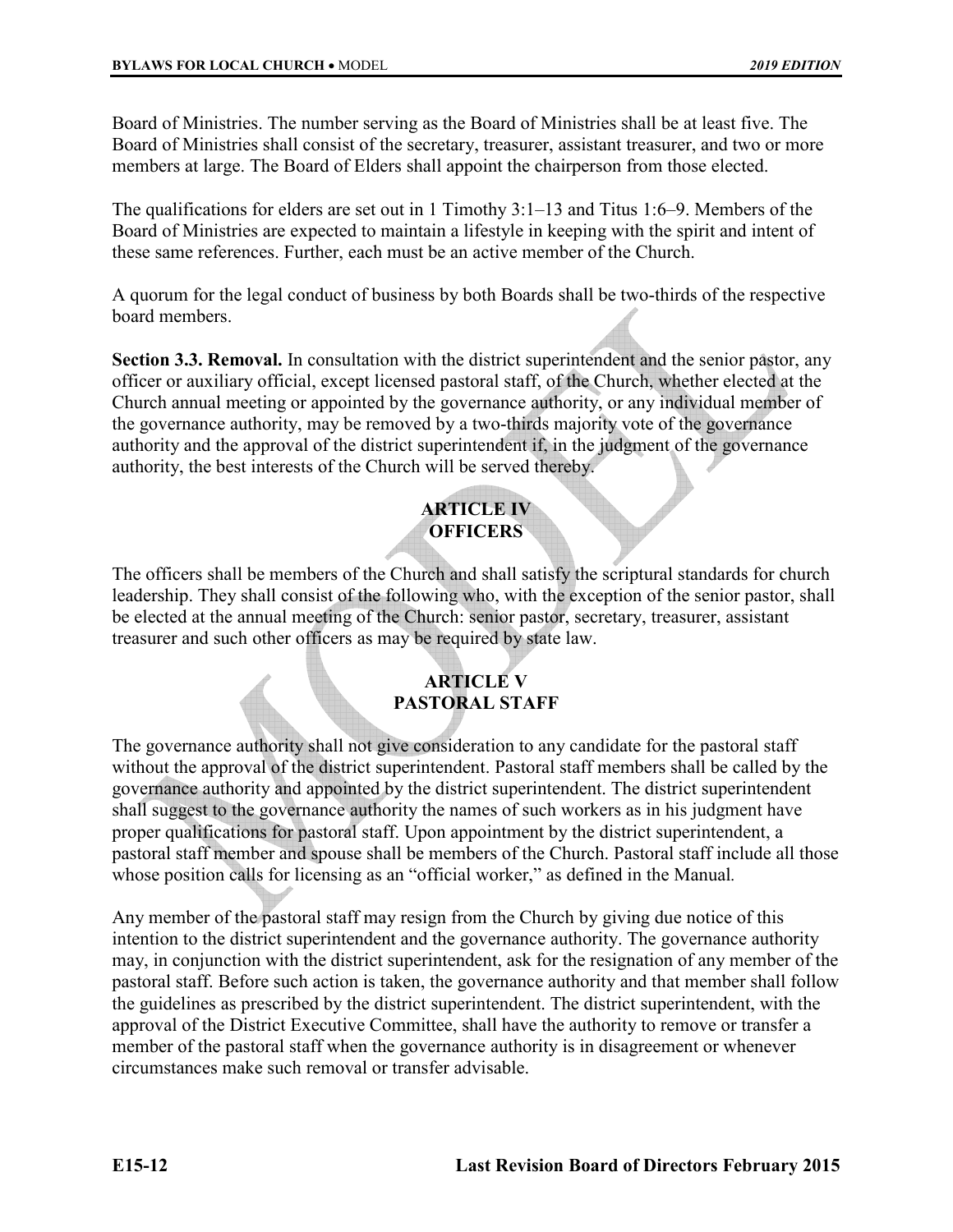Board of Ministries. The number serving as the Board of Ministries shall be at least five. The Board of Ministries shall consist of the secretary, treasurer, assistant treasurer, and two or more members at large. The Board of Elders shall appoint the chairperson from those elected.

The qualifications for elders are set out in 1 Timothy 3:1–13 and Titus 1:6–9. Members of the Board of Ministries are expected to maintain a lifestyle in keeping with the spirit and intent of these same references. Further, each must be an active member of the Church.

A quorum for the legal conduct of business by both Boards shall be two-thirds of the respective board members.

**Section 3.3. Removal.** In consultation with the district superintendent and the senior pastor, any officer or auxiliary official, except licensed pastoral staff, of the Church, whether elected at the Church annual meeting or appointed by the governance authority, or any individual member of the governance authority, may be removed by a two-thirds majority vote of the governance authority and the approval of the district superintendent if, in the judgment of the governance authority, the best interests of the Church will be served thereby.

## ARTICLE IV
## OFFICERS

The officers shall be members of the Church and shall satisfy the scriptural standards for church leadership. They shall consist of the following who, with the exception of the senior pastor, shall be elected at the annual meeting of the Church: senior pastor, secretary, treasurer, assistant treasurer and such other officers as may be required by state law.

## ARTICLE V
## PASTORAL STAFF

The governance authority shall not give consideration to any candidate for the pastoral staff without the approval of the district superintendent. Pastoral staff members shall be called by the governance authority and appointed by the district superintendent. The district superintendent shall suggest to the governance authority the names of such workers as in his judgment have proper qualifications for pastoral staff. Upon appointment by the district superintendent, a pastoral staff member and spouse shall be members of the Church. Pastoral staff include all those whose position calls for licensing as an "official worker," as defined in the Manual.

Any member of the pastoral staff may resign from the Church by giving due notice of this intention to the district superintendent and the governance authority. The governance authority may, in conjunction with the district superintendent, ask for the resignation of any member of the pastoral staff. Before such action is taken, the governance authority and that member shall follow the guidelines as prescribed by the district superintendent. The district superintendent, with the approval of the District Executive Committee, shall have the authority to remove or transfer a member of the pastoral staff when the governance authority is in disagreement or whenever circumstances make such removal or transfer advisable.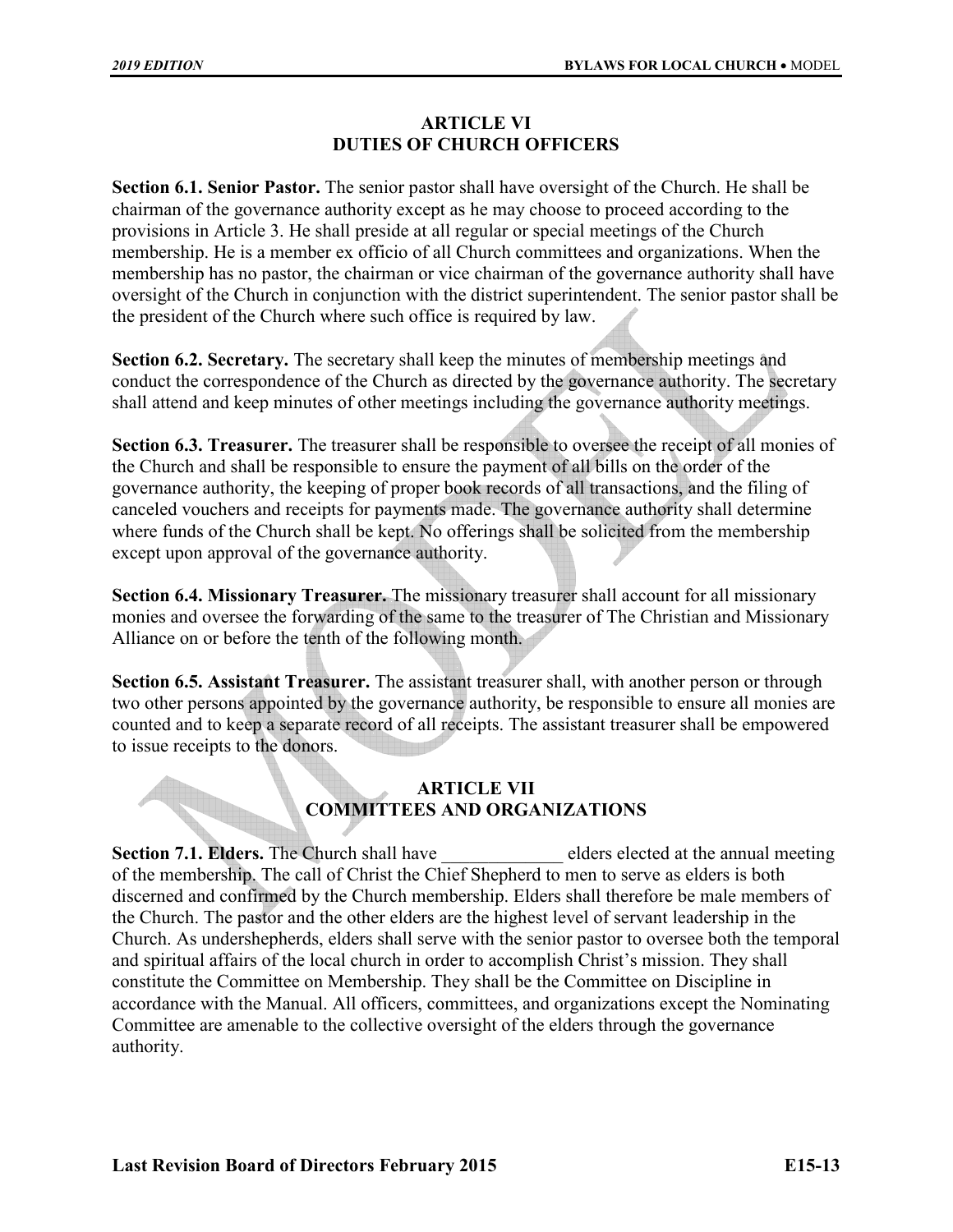## ARTICLE VI
## DUTIES OF CHURCH OFFICERS

**Section 6.1. Senior Pastor.** The senior pastor shall have oversight of the Church. He shall be chairman of the governance authority except as he may choose to proceed according to the provisions in Article 3. He shall preside at all regular or special meetings of the Church membership. He is a member ex officio of all Church committees and organizations. When the membership has no pastor, the chairman or vice chairman of the governance authority shall have oversight of the Church in conjunction with the district superintendent. The senior pastor shall be the president of the Church where such office is required by law.

**Section 6.2. Secretary.** The secretary shall keep the minutes of membership meetings and conduct the correspondence of the Church as directed by the governance authority. The secretary shall attend and keep minutes of other meetings including the governance authority meetings.

**Section 6.3. Treasurer.** The treasurer shall be responsible to oversee the receipt of all monies of the Church and shall be responsible to ensure the payment of all bills on the order of the governance authority, the keeping of proper book records of all transactions, and the filing of canceled vouchers and receipts for payments made. The governance authority shall determine where funds of the Church shall be kept. No offerings shall be solicited from the membership except upon approval of the governance authority.

**Section 6.4. Missionary Treasurer.** The missionary treasurer shall account for all missionary monies and oversee the forwarding of the same to the treasurer of The Christian and Missionary Alliance on or before the tenth of the following month.

**Section 6.5. Assistant Treasurer.** The assistant treasurer shall, with another person or through two other persons appointed by the governance authority, be responsible to ensure all monies are counted and to keep a separate record of all receipts. The assistant treasurer shall be empowered to issue receipts to the donors.

## ARTICLE VII
## COMMITTEES AND ORGANIZATIONS

**Section 7.1. Elders.** The Church shall have _____________ elders elected at the annual meeting of the membership. The call of Christ the Chief Shepherd to men to serve as elders is both discerned and confirmed by the Church membership. Elders shall therefore be male members of the Church. The pastor and the other elders are the highest level of servant leadership in the Church. As undershepherds, elders shall serve with the senior pastor to oversee both the temporal and spiritual affairs of the local church in order to accomplish Christ's mission. They shall constitute the Committee on Membership. They shall be the Committee on Discipline in accordance with the Manual. All officers, committees, and organizations except the Nominating Committee are amenable to the collective oversight of the elders through the governance authority.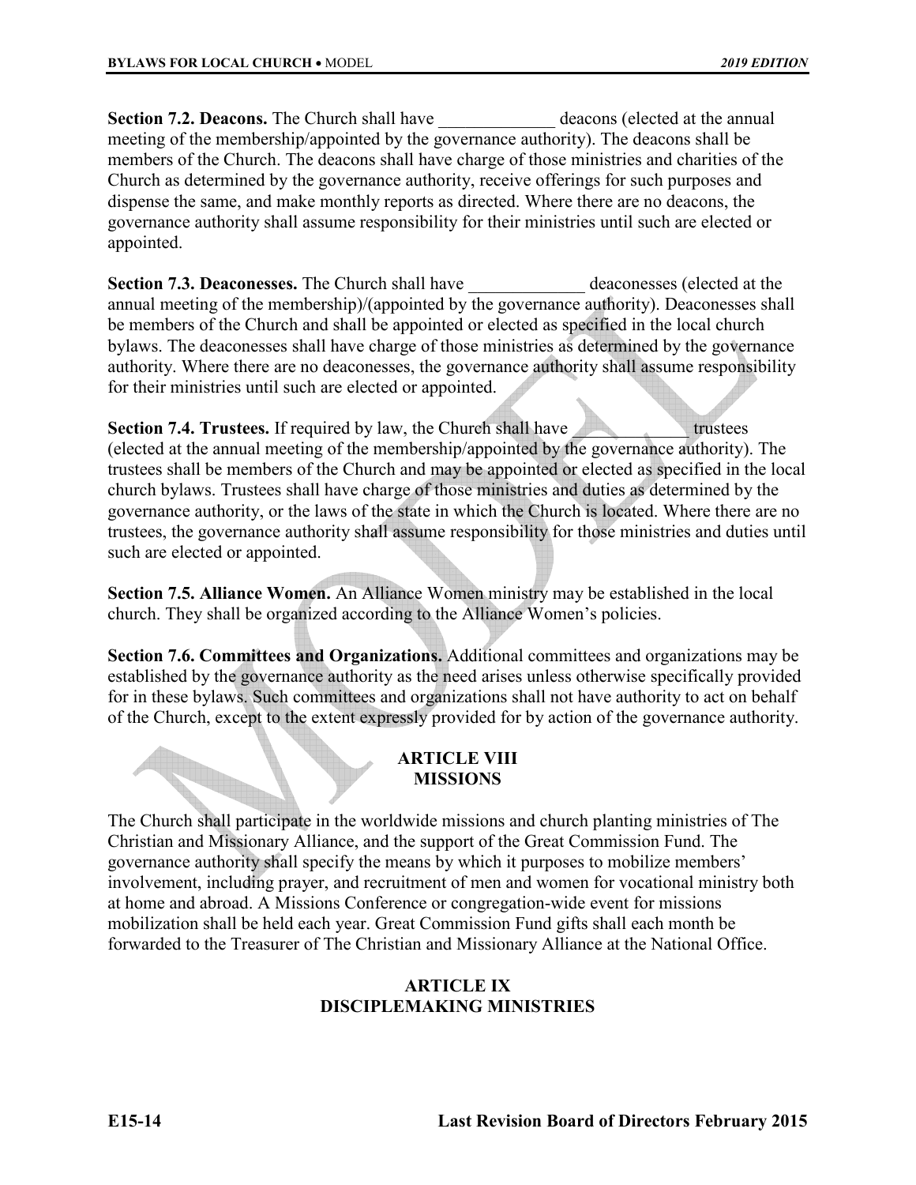**Section 7.2. Deacons.** The Church shall have _____________ deacons (elected at the annual meeting of the membership/appointed by the governance authority). The deacons shall be members of the Church. The deacons shall have charge of those ministries and charities of the Church as determined by the governance authority, receive offerings for such purposes and dispense the same, and make monthly reports as directed. Where there are no deacons, the governance authority shall assume responsibility for their ministries until such are elected or appointed.

**Section 7.3. Deaconesses.** The Church shall have _____________ deaconesses (elected at the annual meeting of the membership)/(appointed by the governance authority). Deaconesses shall be members of the Church and shall be appointed or elected as specified in the local church bylaws. The deaconesses shall have charge of those ministries as determined by the governance authority. Where there are no deaconesses, the governance authority shall assume responsibility for their ministries until such are elected or appointed.

**Section 7.4. Trustees.** If required by law, the Church shall have _____________ trustees (elected at the annual meeting of the membership/appointed by the governance authority). The trustees shall be members of the Church and may be appointed or elected as specified in the local church bylaws. Trustees shall have charge of those ministries and duties as determined by the governance authority, or the laws of the state in which the Church is located. Where there are no trustees, the governance authority shall assume responsibility for those ministries and duties until such are elected or appointed.

**Section 7.5. Alliance Women.** An Alliance Women ministry may be established in the local church. They shall be organized according to the Alliance Women's policies.

**Section 7.6. Committees and Organizations.** Additional committees and organizations may be established by the governance authority as the need arises unless otherwise specifically provided for in these bylaws. Such committees and organizations shall not have authority to act on behalf of the Church, except to the extent expressly provided for by action of the governance authority.

## ARTICLE VIII
## MISSIONS

The Church shall participate in the worldwide missions and church planting ministries of The Christian and Missionary Alliance, and the support of the Great Commission Fund. The governance authority shall specify the means by which it purposes to mobilize members' involvement, including prayer, and recruitment of men and women for vocational ministry both at home and abroad. A Missions Conference or congregation-wide event for missions mobilization shall be held each year. Great Commission Fund gifts shall each month be forwarded to the Treasurer of The Christian and Missionary Alliance at the National Office.

## ARTICLE IX
## DISCIPLEMAKING MINISTRIES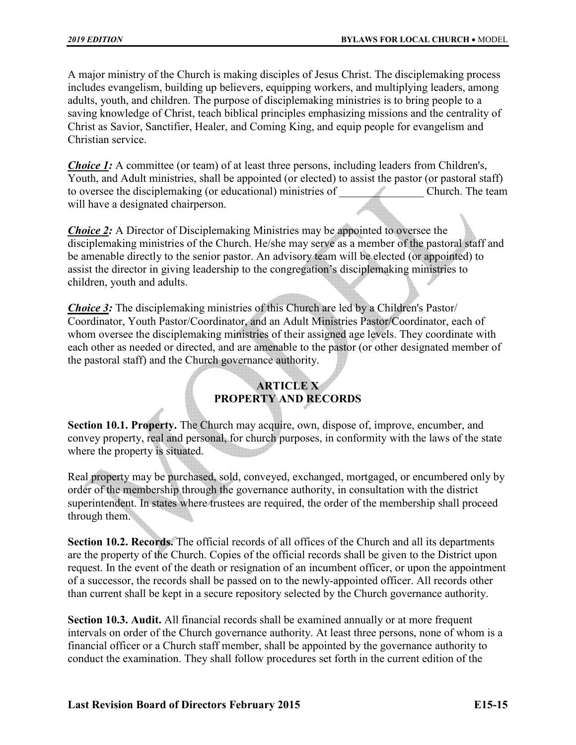A major ministry of the Church is making disciples of Jesus Christ. The disciplemaking process includes evangelism, building up believers, equipping workers, and multiplying leaders, among adults, youth, and children. The purpose of disciplemaking ministries is to bring people to a saving knowledge of Christ, teach biblical principles emphasizing missions and the centrality of Christ as Savior, Sanctifier, Healer, and Coming King, and equip people for evangelism and Christian service.

***Choice 1:*** A committee (or team) of at least three persons, including leaders from Children's, Youth, and Adult ministries, shall be appointed (or elected) to assist the pastor (or pastoral staff) to oversee the disciplemaking (or educational) ministries of _______________ Church. The team will have a designated chairperson.

***Choice 2:*** A Director of Disciplemaking Ministries may be appointed to oversee the disciplemaking ministries of the Church. He/she may serve as a member of the pastoral staff and be amenable directly to the senior pastor. An advisory team will be elected (or appointed) to assist the director in giving leadership to the congregation's disciplemaking ministries to children, youth and adults.

***Choice 3:*** The disciplemaking ministries of this Church are led by a Children's Pastor/ Coordinator, Youth Pastor/Coordinator, and an Adult Ministries Pastor/Coordinator, each of whom oversee the disciplemaking ministries of their assigned age levels. They coordinate with each other as needed or directed, and are amenable to the pastor (or other designated member of the pastoral staff) and the Church governance authority.

## ARTICLE X
## PROPERTY AND RECORDS

**Section 10.1. Property.** The Church may acquire, own, dispose of, improve, encumber, and convey property, real and personal, for church purposes, in conformity with the laws of the state where the property is situated.

Real property may be purchased, sold, conveyed, exchanged, mortgaged, or encumbered only by order of the membership through the governance authority, in consultation with the district superintendent. In states where trustees are required, the order of the membership shall proceed through them.

**Section 10.2. Records.** The official records of all offices of the Church and all its departments are the property of the Church. Copies of the official records shall be given to the District upon request. In the event of the death or resignation of an incumbent officer, or upon the appointment of a successor, the records shall be passed on to the newly-appointed officer. All records other than current shall be kept in a secure repository selected by the Church governance authority.

**Section 10.3. Audit.** All financial records shall be examined annually or at more frequent intervals on order of the Church governance authority. At least three persons, none of whom is a financial officer or a Church staff member, shall be appointed by the governance authority to conduct the examination. They shall follow procedures set forth in the current edition of the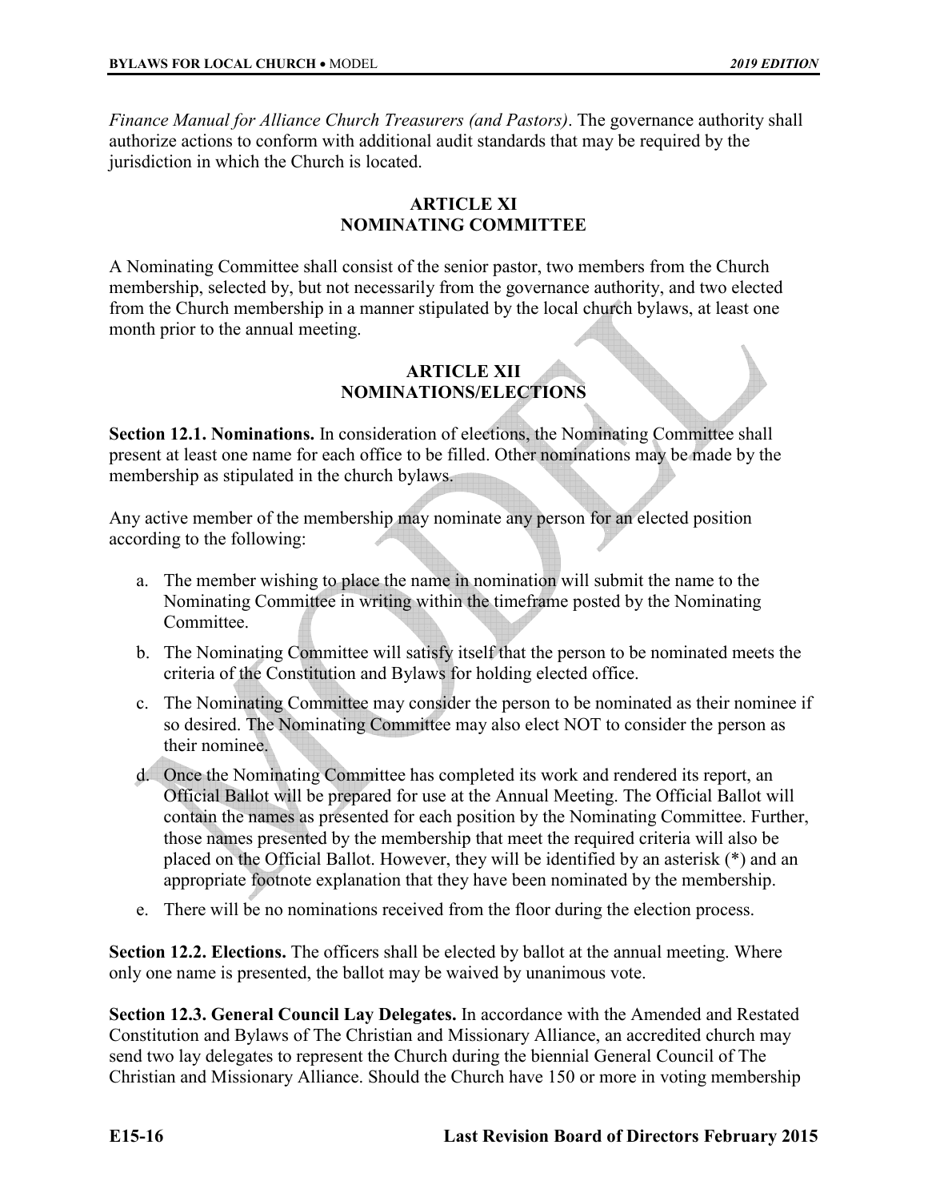*Finance Manual for Alliance Church Treasurers (and Pastors)*. The governance authority shall authorize actions to conform with additional audit standards that may be required by the jurisdiction in which the Church is located.

## ARTICLE XI
## NOMINATING COMMITTEE

A Nominating Committee shall consist of the senior pastor, two members from the Church membership, selected by, but not necessarily from the governance authority, and two elected from the Church membership in a manner stipulated by the local church bylaws, at least one month prior to the annual meeting.

## ARTICLE XII
## NOMINATIONS/ELECTIONS

**Section 12.1. Nominations.** In consideration of elections, the Nominating Committee shall present at least one name for each office to be filled. Other nominations may be made by the membership as stipulated in the church bylaws.

Any active member of the membership may nominate any person for an elected position according to the following:

a. The member wishing to place the name in nomination will submit the name to the Nominating Committee in writing within the timeframe posted by the Nominating Committee.

b. The Nominating Committee will satisfy itself that the person to be nominated meets the criteria of the Constitution and Bylaws for holding elected office.

c. The Nominating Committee may consider the person to be nominated as their nominee if so desired. The Nominating Committee may also elect NOT to consider the person as their nominee.

d. Once the Nominating Committee has completed its work and rendered its report, an Official Ballot will be prepared for use at the Annual Meeting. The Official Ballot will contain the names as presented for each position by the Nominating Committee. Further, those names presented by the membership that meet the required criteria will also be placed on the Official Ballot. However, they will be identified by an asterisk (*) and an appropriate footnote explanation that they have been nominated by the membership.

e. There will be no nominations received from the floor during the election process.

**Section 12.2. Elections.** The officers shall be elected by ballot at the annual meeting. Where only one name is presented, the ballot may be waived by unanimous vote.

**Section 12.3. General Council Lay Delegates.** In accordance with the Amended and Restated Constitution and Bylaws of The Christian and Missionary Alliance, an accredited church may send two lay delegates to represent the Church during the biennial General Council of The Christian and Missionary Alliance. Should the Church have 150 or more in voting membership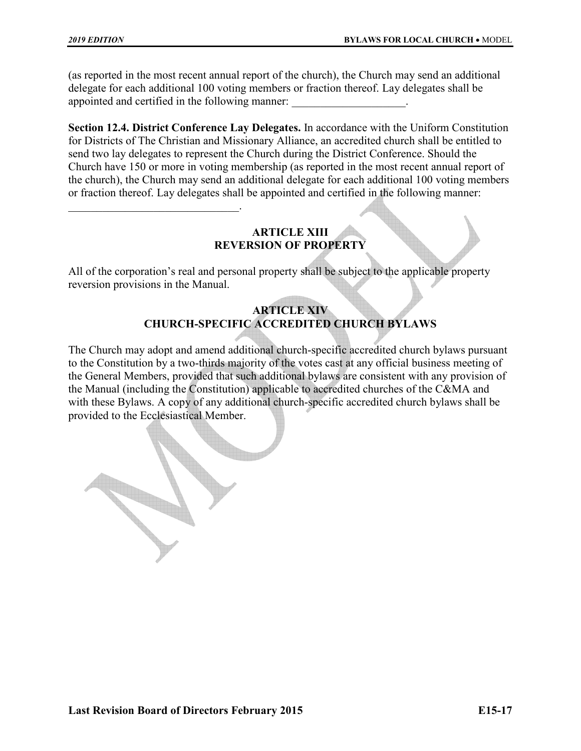(as reported in the most recent annual report of the church), the Church may send an additional delegate for each additional 100 voting members or fraction thereof. Lay delegates shall be appointed and certified in the following manner: ____________________.

**Section 12.4. District Conference Lay Delegates.** In accordance with the Uniform Constitution for Districts of The Christian and Missionary Alliance, an accredited church shall be entitled to send two lay delegates to represent the Church during the District Conference. Should the Church have 150 or more in voting membership (as reported in the most recent annual report of the church), the Church may send an additional delegate for each additional 100 voting members or fraction thereof. Lay delegates shall be appointed and certified in the following manner: ______________________________.

## ARTICLE XIII
## REVERSION OF PROPERTY

All of the corporation's real and personal property shall be subject to the applicable property reversion provisions in the Manual.

## ARTICLE XIV
## CHURCH-SPECIFIC ACCREDITED CHURCH BYLAWS

The Church may adopt and amend additional church-specific accredited church bylaws pursuant to the Constitution by a two-thirds majority of the votes cast at any official business meeting of the General Members, provided that such additional bylaws are consistent with any provision of the Manual (including the Constitution) applicable to accredited churches of the C&MA and with these Bylaws. A copy of any additional church-specific accredited church bylaws shall be provided to the Ecclesiastical Member.